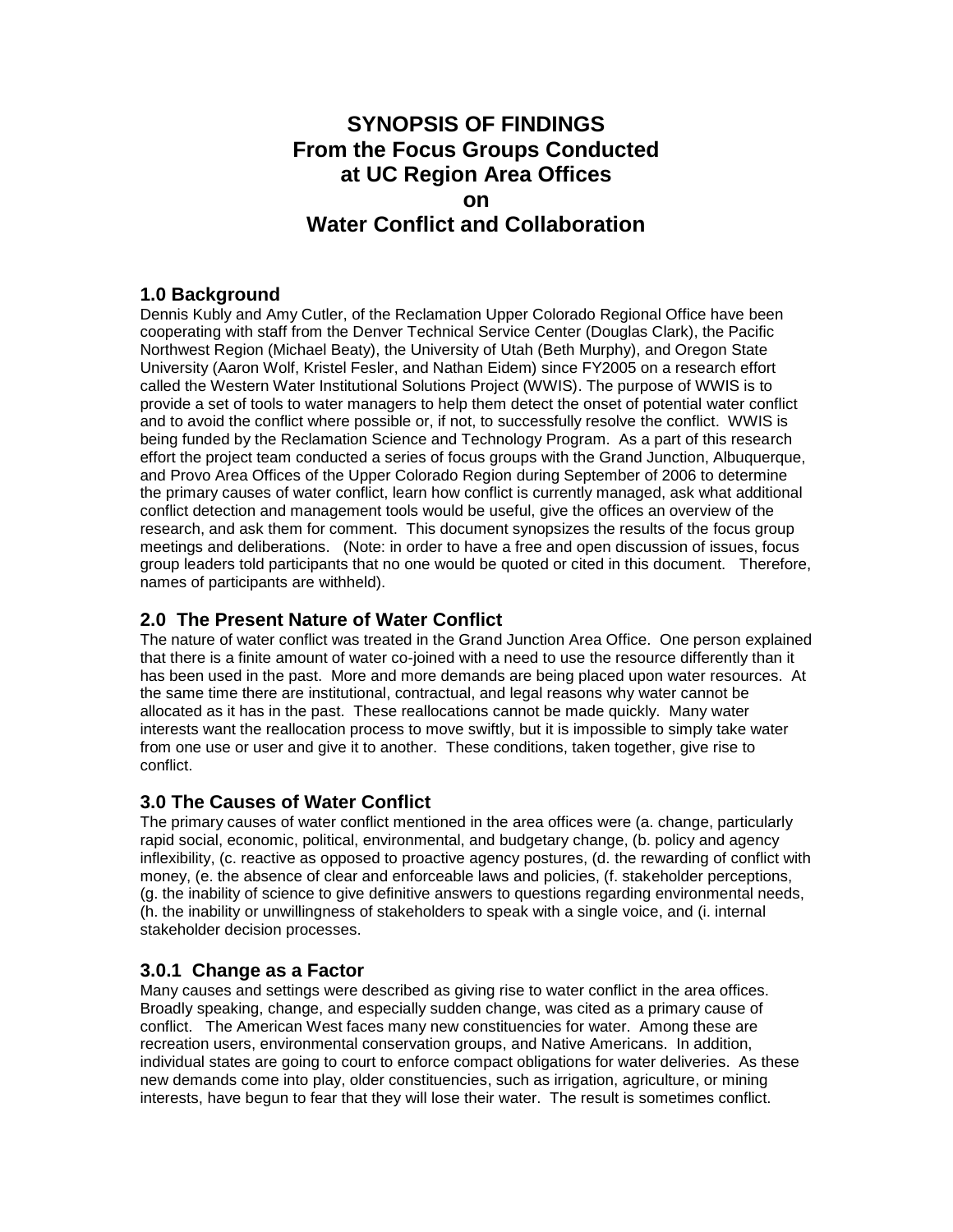# SYNOPSIS OF FINDINGS
# From the Focus Groups Conducted at UC Region Area Offices on Water Conflict and Collaboration

## 1.0 Background

Dennis Kubly and Amy Cutler, of the Reclamation Upper Colorado Regional Office have been cooperating with staff from the Denver Technical Service Center (Douglas Clark), the Pacific Northwest Region (Michael Beaty), the University of Utah (Beth Murphy), and Oregon State University (Aaron Wolf, Kristel Fesler, and Nathan Eidem) since FY2005 on a research effort called the Western Water Institutional Solutions Project (WWIS). The purpose of WWIS is to provide a set of tools to water managers to help them detect the onset of potential water conflict and to avoid the conflict where possible or, if not, to successfully resolve the conflict. WWIS is being funded by the Reclamation Science and Technology Program. As a part of this research effort the project team conducted a series of focus groups with the Grand Junction, Albuquerque, and Provo Area Offices of the Upper Colorado Region during September of 2006 to determine the primary causes of water conflict, learn how conflict is currently managed, ask what additional conflict detection and management tools would be useful, give the offices an overview of the research, and ask them for comment. This document synopsizes the results of the focus group meetings and deliberations. (Note: in order to have a free and open discussion of issues, focus group leaders told participants that no one would be quoted or cited in this document. Therefore, names of participants are withheld).

## 2.0 The Present Nature of Water Conflict

The nature of water conflict was treated in the Grand Junction Area Office. One person explained that there is a finite amount of water co-joined with a need to use the resource differently than it has been used in the past. More and more demands are being placed upon water resources. At the same time there are institutional, contractual, and legal reasons why water cannot be allocated as it has in the past. These reallocations cannot be made quickly. Many water interests want the reallocation process to move swiftly, but it is impossible to simply take water from one use or user and give it to another. These conditions, taken together, give rise to conflict.

## 3.0 The Causes of Water Conflict

The primary causes of water conflict mentioned in the area offices were (a. change, particularly rapid social, economic, political, environmental, and budgetary change, (b. policy and agency inflexibility, (c. reactive as opposed to proactive agency postures, (d. the rewarding of conflict with money, (e. the absence of clear and enforceable laws and policies, (f. stakeholder perceptions, (g. the inability of science to give definitive answers to questions regarding environmental needs, (h. the inability or unwillingness of stakeholders to speak with a single voice, and (i. internal stakeholder decision processes.

### 3.0.1 Change as a Factor

Many causes and settings were described as giving rise to water conflict in the area offices. Broadly speaking, change, and especially sudden change, was cited as a primary cause of conflict. The American West faces many new constituencies for water. Among these are recreation users, environmental conservation groups, and Native Americans. In addition, individual states are going to court to enforce compact obligations for water deliveries. As these new demands come into play, older constituencies, such as irrigation, agriculture, or mining interests, have begun to fear that they will lose their water. The result is sometimes conflict.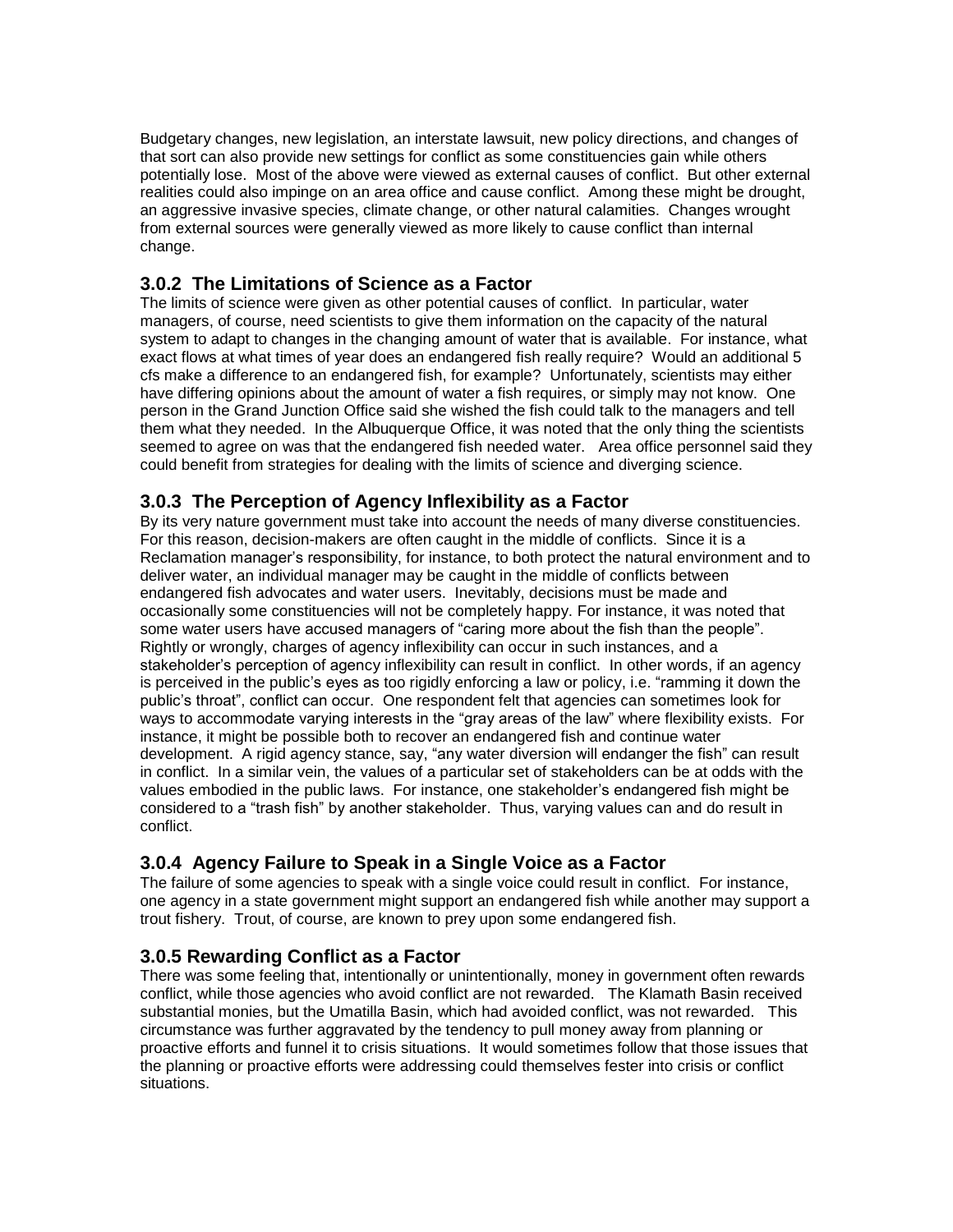Budgetary changes, new legislation, an interstate lawsuit, new policy directions, and changes of that sort can also provide new settings for conflict as some constituencies gain while others potentially lose. Most of the above were viewed as external causes of conflict. But other external realities could also impinge on an area office and cause conflict. Among these might be drought, an aggressive invasive species, climate change, or other natural calamities. Changes wrought from external sources were generally viewed as more likely to cause conflict than internal change.

### 3.0.2 The Limitations of Science as a Factor

The limits of science were given as other potential causes of conflict. In particular, water managers, of course, need scientists to give them information on the capacity of the natural system to adapt to changes in the changing amount of water that is available. For instance, what exact flows at what times of year does an endangered fish really require? Would an additional 5 cfs make a difference to an endangered fish, for example? Unfortunately, scientists may either have differing opinions about the amount of water a fish requires, or simply may not know. One person in the Grand Junction Office said she wished the fish could talk to the managers and tell them what they needed. In the Albuquerque Office, it was noted that the only thing the scientists seemed to agree on was that the endangered fish needed water. Area office personnel said they could benefit from strategies for dealing with the limits of science and diverging science.

### 3.0.3 The Perception of Agency Inflexibility as a Factor

By its very nature government must take into account the needs of many diverse constituencies. For this reason, decision-makers are often caught in the middle of conflicts. Since it is a Reclamation manager's responsibility, for instance, to both protect the natural environment and to deliver water, an individual manager may be caught in the middle of conflicts between endangered fish advocates and water users. Inevitably, decisions must be made and occasionally some constituencies will not be completely happy. For instance, it was noted that some water users have accused managers of "caring more about the fish than the people". Rightly or wrongly, charges of agency inflexibility can occur in such instances, and a stakeholder's perception of agency inflexibility can result in conflict. In other words, if an agency is perceived in the public's eyes as too rigidly enforcing a law or policy, i.e. "ramming it down the public's throat", conflict can occur. One respondent felt that agencies can sometimes look for ways to accommodate varying interests in the "gray areas of the law" where flexibility exists. For instance, it might be possible both to recover an endangered fish and continue water development. A rigid agency stance, say, "any water diversion will endanger the fish" can result in conflict. In a similar vein, the values of a particular set of stakeholders can be at odds with the values embodied in the public laws. For instance, one stakeholder's endangered fish might be considered to a "trash fish" by another stakeholder. Thus, varying values can and do result in conflict.

### 3.0.4 Agency Failure to Speak in a Single Voice as a Factor

The failure of some agencies to speak with a single voice could result in conflict. For instance, one agency in a state government might support an endangered fish while another may support a trout fishery. Trout, of course, are known to prey upon some endangered fish.

### 3.0.5 Rewarding Conflict as a Factor

There was some feeling that, intentionally or unintentionally, money in government often rewards conflict, while those agencies who avoid conflict are not rewarded. The Klamath Basin received substantial monies, but the Umatilla Basin, which had avoided conflict, was not rewarded. This circumstance was further aggravated by the tendency to pull money away from planning or proactive efforts and funnel it to crisis situations. It would sometimes follow that those issues that the planning or proactive efforts were addressing could themselves fester into crisis or conflict situations.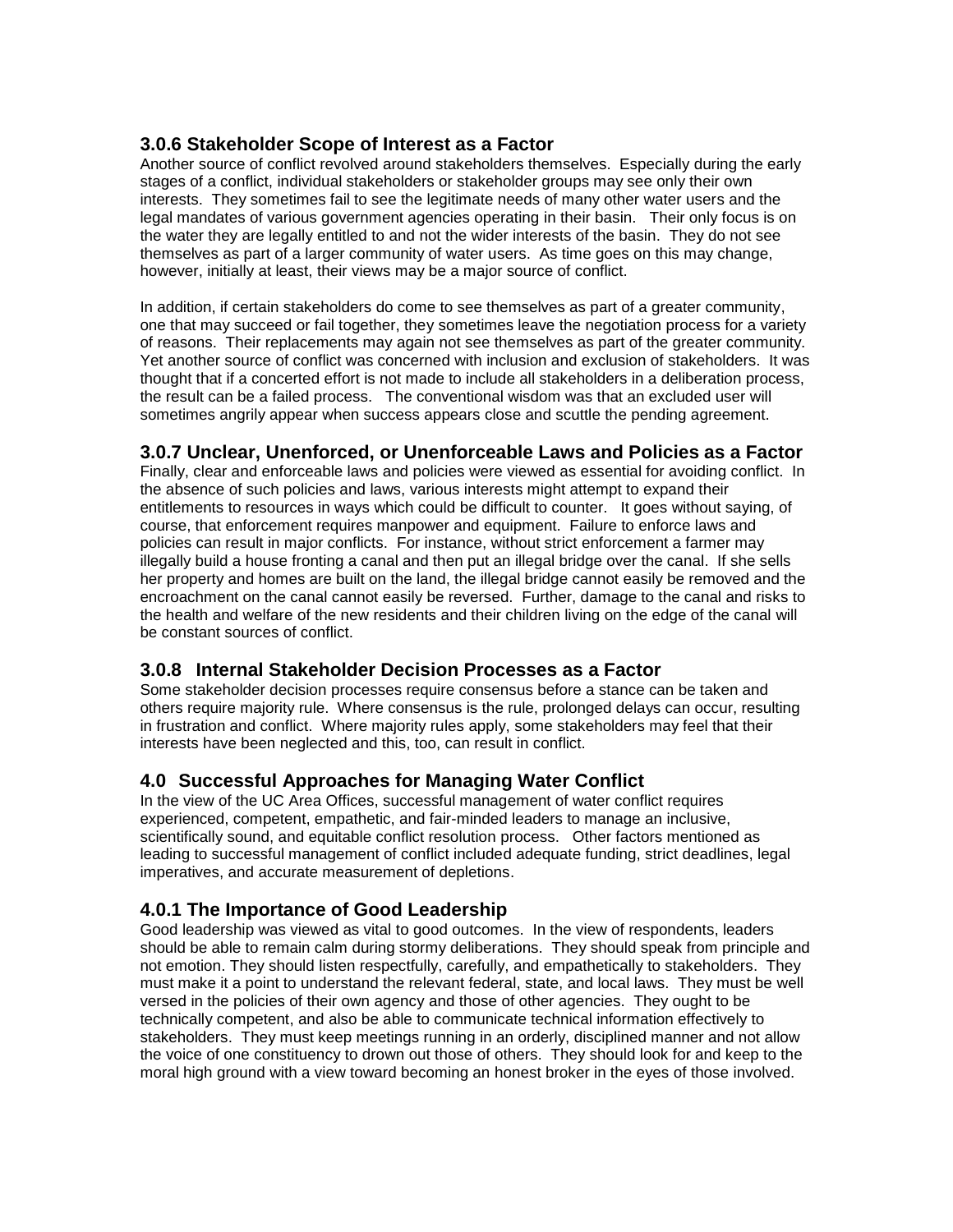### 3.0.6 Stakeholder Scope of Interest as a Factor

Another source of conflict revolved around stakeholders themselves. Especially during the early stages of a conflict, individual stakeholders or stakeholder groups may see only their own interests. They sometimes fail to see the legitimate needs of many other water users and the legal mandates of various government agencies operating in their basin. Their only focus is on the water they are legally entitled to and not the wider interests of the basin. They do not see themselves as part of a larger community of water users. As time goes on this may change, however, initially at least, their views may be a major source of conflict.

In addition, if certain stakeholders do come to see themselves as part of a greater community, one that may succeed or fail together, they sometimes leave the negotiation process for a variety of reasons. Their replacements may again not see themselves as part of the greater community. Yet another source of conflict was concerned with inclusion and exclusion of stakeholders. It was thought that if a concerted effort is not made to include all stakeholders in a deliberation process, the result can be a failed process. The conventional wisdom was that an excluded user will sometimes angrily appear when success appears close and scuttle the pending agreement.

### 3.0.7 Unclear, Unenforced, or Unenforceable Laws and Policies as a Factor

Finally, clear and enforceable laws and policies were viewed as essential for avoiding conflict. In the absence of such policies and laws, various interests might attempt to expand their entitlements to resources in ways which could be difficult to counter. It goes without saying, of course, that enforcement requires manpower and equipment. Failure to enforce laws and policies can result in major conflicts. For instance, without strict enforcement a farmer may illegally build a house fronting a canal and then put an illegal bridge over the canal. If she sells her property and homes are built on the land, the illegal bridge cannot easily be removed and the encroachment on the canal cannot easily be reversed. Further, damage to the canal and risks to the health and welfare of the new residents and their children living on the edge of the canal will be constant sources of conflict.

### 3.0.8 Internal Stakeholder Decision Processes as a Factor

Some stakeholder decision processes require consensus before a stance can be taken and others require majority rule. Where consensus is the rule, prolonged delays can occur, resulting in frustration and conflict. Where majority rules apply, some stakeholders may feel that their interests have been neglected and this, too, can result in conflict.

## 4.0 Successful Approaches for Managing Water Conflict

In the view of the UC Area Offices, successful management of water conflict requires experienced, competent, empathetic, and fair-minded leaders to manage an inclusive, scientifically sound, and equitable conflict resolution process. Other factors mentioned as leading to successful management of conflict included adequate funding, strict deadlines, legal imperatives, and accurate measurement of depletions.

### 4.0.1 The Importance of Good Leadership

Good leadership was viewed as vital to good outcomes. In the view of respondents, leaders should be able to remain calm during stormy deliberations. They should speak from principle and not emotion. They should listen respectfully, carefully, and empathetically to stakeholders. They must make it a point to understand the relevant federal, state, and local laws. They must be well versed in the policies of their own agency and those of other agencies. They ought to be technically competent, and also be able to communicate technical information effectively to stakeholders. They must keep meetings running in an orderly, disciplined manner and not allow the voice of one constituency to drown out those of others. They should look for and keep to the moral high ground with a view toward becoming an honest broker in the eyes of those involved.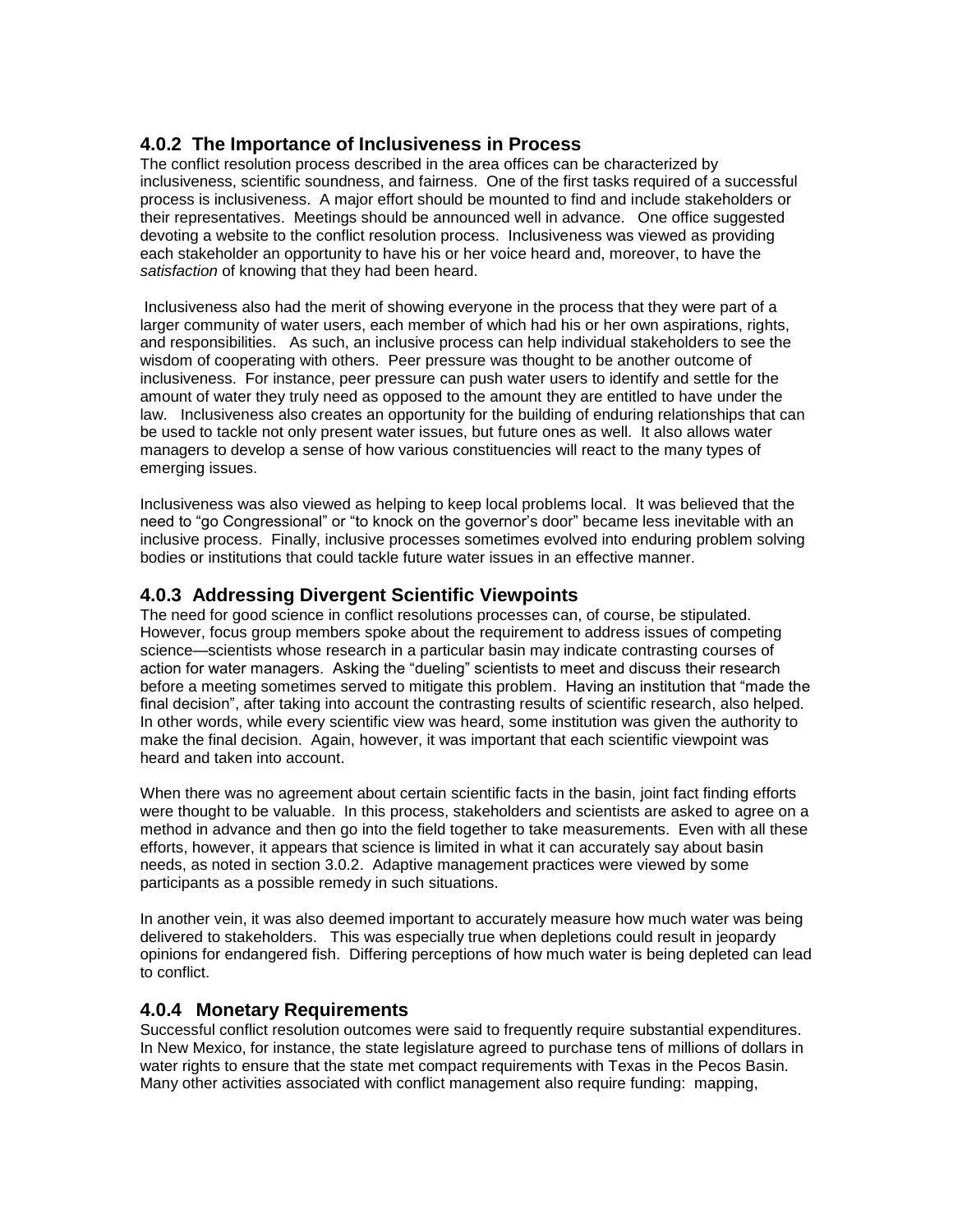### 4.0.2 The Importance of Inclusiveness in Process

The conflict resolution process described in the area offices can be characterized by inclusiveness, scientific soundness, and fairness. One of the first tasks required of a successful process is inclusiveness. A major effort should be mounted to find and include stakeholders or their representatives. Meetings should be announced well in advance. One office suggested devoting a website to the conflict resolution process. Inclusiveness was viewed as providing each stakeholder an opportunity to have his or her voice heard and, moreover, to have the *satisfaction* of knowing that they had been heard.

Inclusiveness also had the merit of showing everyone in the process that they were part of a larger community of water users, each member of which had his or her own aspirations, rights, and responsibilities. As such, an inclusive process can help individual stakeholders to see the wisdom of cooperating with others. Peer pressure was thought to be another outcome of inclusiveness. For instance, peer pressure can push water users to identify and settle for the amount of water they truly need as opposed to the amount they are entitled to have under the law. Inclusiveness also creates an opportunity for the building of enduring relationships that can be used to tackle not only present water issues, but future ones as well. It also allows water managers to develop a sense of how various constituencies will react to the many types of emerging issues.

Inclusiveness was also viewed as helping to keep local problems local. It was believed that the need to "go Congressional" or "to knock on the governor's door" became less inevitable with an inclusive process. Finally, inclusive processes sometimes evolved into enduring problem solving bodies or institutions that could tackle future water issues in an effective manner.

### 4.0.3 Addressing Divergent Scientific Viewpoints

The need for good science in conflict resolutions processes can, of course, be stipulated. However, focus group members spoke about the requirement to address issues of competing science—scientists whose research in a particular basin may indicate contrasting courses of action for water managers. Asking the "dueling" scientists to meet and discuss their research before a meeting sometimes served to mitigate this problem. Having an institution that "made the final decision", after taking into account the contrasting results of scientific research, also helped. In other words, while every scientific view was heard, some institution was given the authority to make the final decision. Again, however, it was important that each scientific viewpoint was heard and taken into account.

When there was no agreement about certain scientific facts in the basin, joint fact finding efforts were thought to be valuable. In this process, stakeholders and scientists are asked to agree on a method in advance and then go into the field together to take measurements. Even with all these efforts, however, it appears that science is limited in what it can accurately say about basin needs, as noted in section 3.0.2. Adaptive management practices were viewed by some participants as a possible remedy in such situations.

In another vein, it was also deemed important to accurately measure how much water was being delivered to stakeholders. This was especially true when depletions could result in jeopardy opinions for endangered fish. Differing perceptions of how much water is being depleted can lead to conflict.

### 4.0.4 Monetary Requirements

Successful conflict resolution outcomes were said to frequently require substantial expenditures. In New Mexico, for instance, the state legislature agreed to purchase tens of millions of dollars in water rights to ensure that the state met compact requirements with Texas in the Pecos Basin. Many other activities associated with conflict management also require funding: mapping,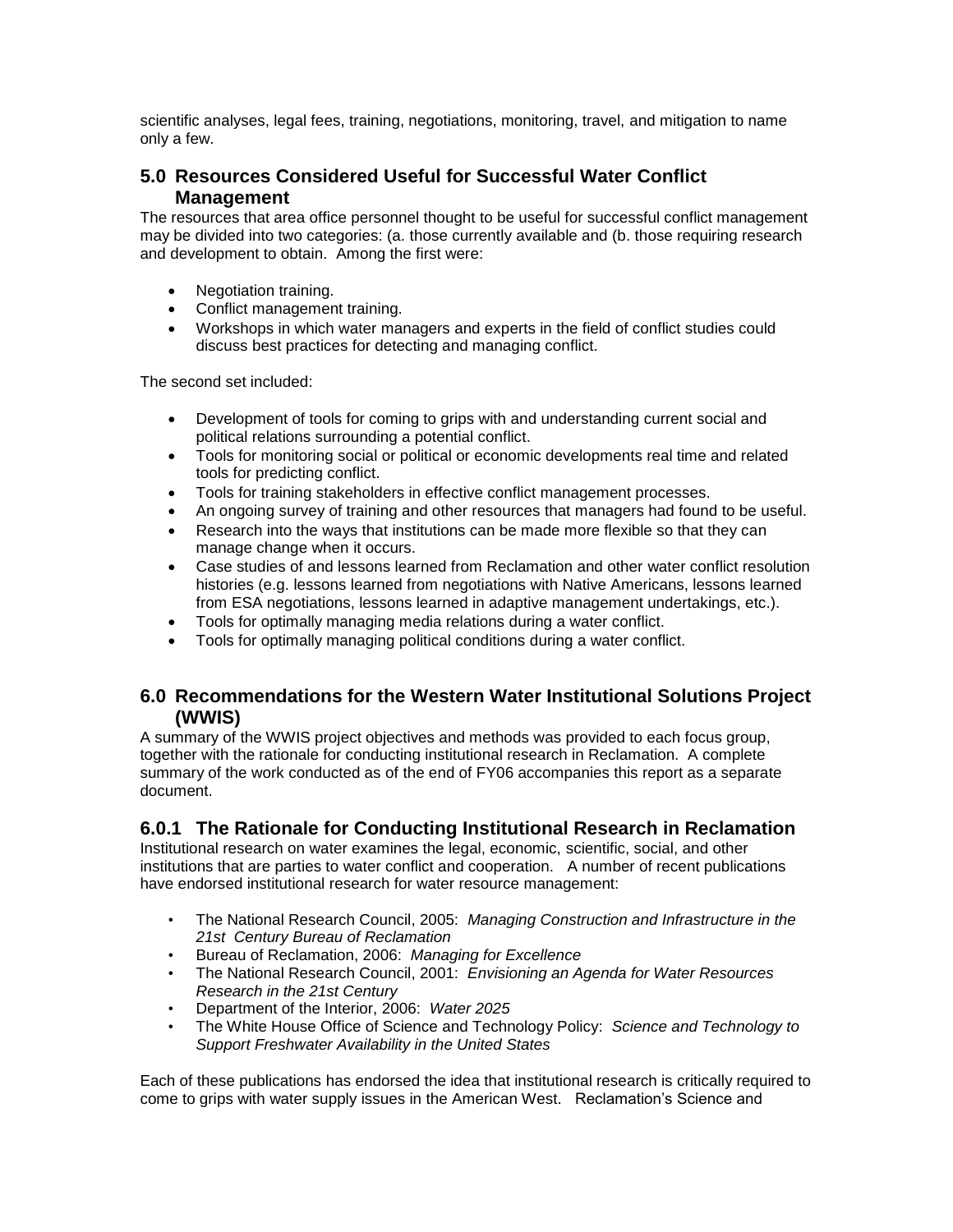scientific analyses, legal fees, training, negotiations, monitoring, travel, and mitigation to name only a few.

## 5.0 Resources Considered Useful for Successful Water Conflict Management

The resources that area office personnel thought to be useful for successful conflict management may be divided into two categories: (a. those currently available and (b. those requiring research and development to obtain. Among the first were:

- Negotiation training.
- Conflict management training.
- Workshops in which water managers and experts in the field of conflict studies could discuss best practices for detecting and managing conflict.

The second set included:

- Development of tools for coming to grips with and understanding current social and political relations surrounding a potential conflict.
- Tools for monitoring social or political or economic developments real time and related tools for predicting conflict.
- Tools for training stakeholders in effective conflict management processes.
- An ongoing survey of training and other resources that managers had found to be useful.
- Research into the ways that institutions can be made more flexible so that they can manage change when it occurs.
- Case studies of and lessons learned from Reclamation and other water conflict resolution histories (e.g. lessons learned from negotiations with Native Americans, lessons learned from ESA negotiations, lessons learned in adaptive management undertakings, etc.).
- Tools for optimally managing media relations during a water conflict.
- Tools for optimally managing political conditions during a water conflict.

## 6.0 Recommendations for the Western Water Institutional Solutions Project (WWIS)

A summary of the WWIS project objectives and methods was provided to each focus group, together with the rationale for conducting institutional research in Reclamation. A complete summary of the work conducted as of the end of FY06 accompanies this report as a separate document.

### 6.0.1 The Rationale for Conducting Institutional Research in Reclamation

Institutional research on water examines the legal, economic, scientific, social, and other institutions that are parties to water conflict and cooperation. A number of recent publications have endorsed institutional research for water resource management:

- The National Research Council, 2005: *Managing Construction and Infrastructure in the 21st Century Bureau of Reclamation*
- Bureau of Reclamation, 2006: *Managing for Excellence*
- The National Research Council, 2001: *Envisioning an Agenda for Water Resources Research in the 21st Century*
- Department of the Interior, 2006: *Water 2025*
- The White House Office of Science and Technology Policy: *Science and Technology to Support Freshwater Availability in the United States*

Each of these publications has endorsed the idea that institutional research is critically required to come to grips with water supply issues in the American West. Reclamation's Science and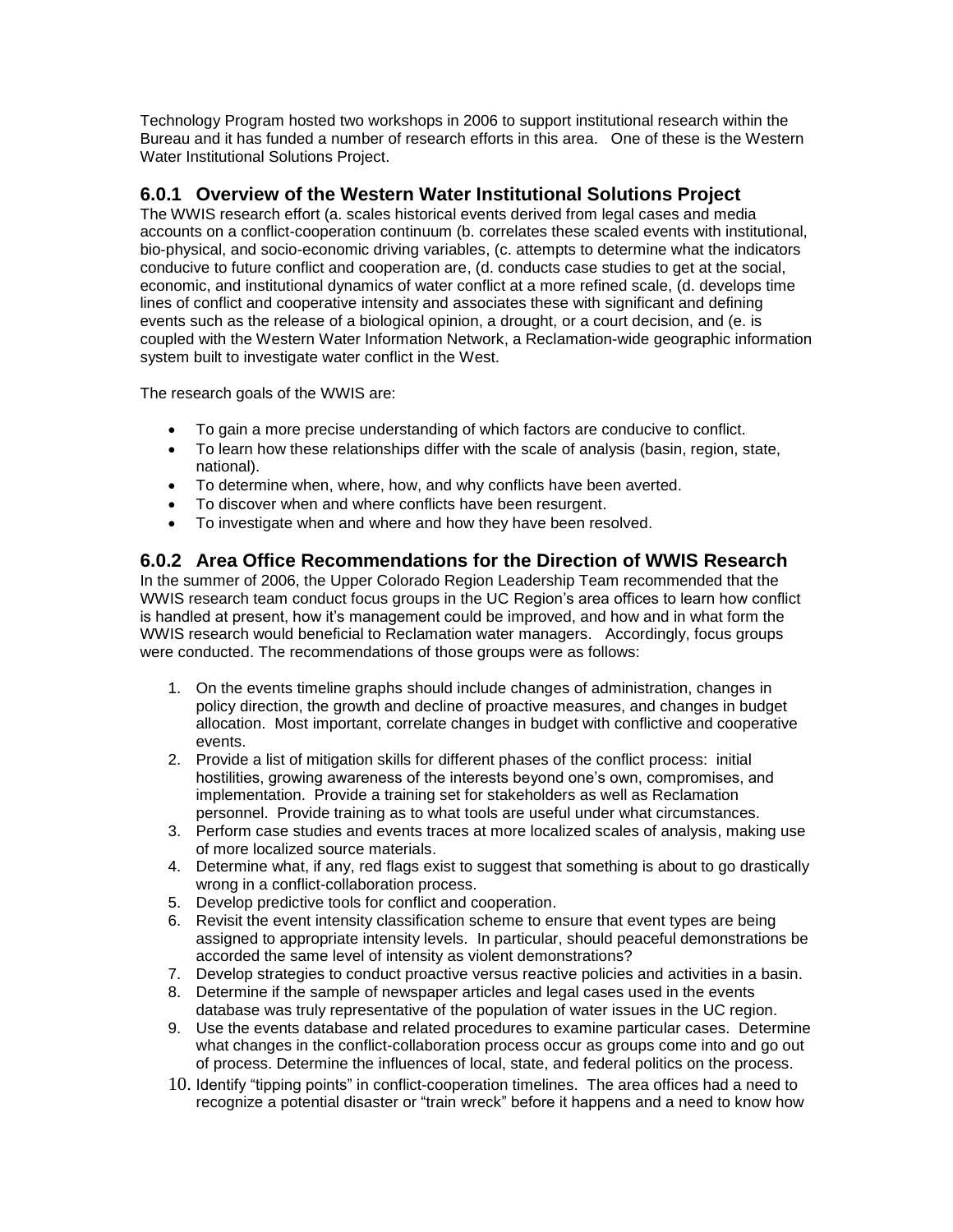Technology Program hosted two workshops in 2006 to support institutional research within the Bureau and it has funded a number of research efforts in this area. One of these is the Western Water Institutional Solutions Project.

### 6.0.1 Overview of the Western Water Institutional Solutions Project

The WWIS research effort (a. scales historical events derived from legal cases and media accounts on a conflict-cooperation continuum (b. correlates these scaled events with institutional, bio-physical, and socio-economic driving variables, (c. attempts to determine what the indicators conducive to future conflict and cooperation are, (d. conducts case studies to get at the social, economic, and institutional dynamics of water conflict at a more refined scale, (d. develops time lines of conflict and cooperative intensity and associates these with significant and defining events such as the release of a biological opinion, a drought, or a court decision, and (e. is coupled with the Western Water Information Network, a Reclamation-wide geographic information system built to investigate water conflict in the West.

The research goals of the WWIS are:

- To gain a more precise understanding of which factors are conducive to conflict.
- To learn how these relationships differ with the scale of analysis (basin, region, state, national).
- To determine when, where, how, and why conflicts have been averted.
- To discover when and where conflicts have been resurgent.
- To investigate when and where and how they have been resolved.

### 6.0.2 Area Office Recommendations for the Direction of WWIS Research

In the summer of 2006, the Upper Colorado Region Leadership Team recommended that the WWIS research team conduct focus groups in the UC Region's area offices to learn how conflict is handled at present, how it's management could be improved, and how and in what form the WWIS research would beneficial to Reclamation water managers. Accordingly, focus groups were conducted. The recommendations of those groups were as follows:

1. On the events timeline graphs should include changes of administration, changes in policy direction, the growth and decline of proactive measures, and changes in budget allocation. Most important, correlate changes in budget with conflictive and cooperative events.
2. Provide a list of mitigation skills for different phases of the conflict process: initial hostilities, growing awareness of the interests beyond one's own, compromises, and implementation. Provide a training set for stakeholders as well as Reclamation personnel. Provide training as to what tools are useful under what circumstances.
3. Perform case studies and events traces at more localized scales of analysis, making use of more localized source materials.
4. Determine what, if any, red flags exist to suggest that something is about to go drastically wrong in a conflict-collaboration process.
5. Develop predictive tools for conflict and cooperation.
6. Revisit the event intensity classification scheme to ensure that event types are being assigned to appropriate intensity levels. In particular, should peaceful demonstrations be accorded the same level of intensity as violent demonstrations?
7. Develop strategies to conduct proactive versus reactive policies and activities in a basin.
8. Determine if the sample of newspaper articles and legal cases used in the events database was truly representative of the population of water issues in the UC region.
9. Use the events database and related procedures to examine particular cases. Determine what changes in the conflict-collaboration process occur as groups come into and go out of process. Determine the influences of local, state, and federal politics on the process.
10. Identify "tipping points" in conflict-cooperation timelines. The area offices had a need to recognize a potential disaster or "train wreck" before it happens and a need to know how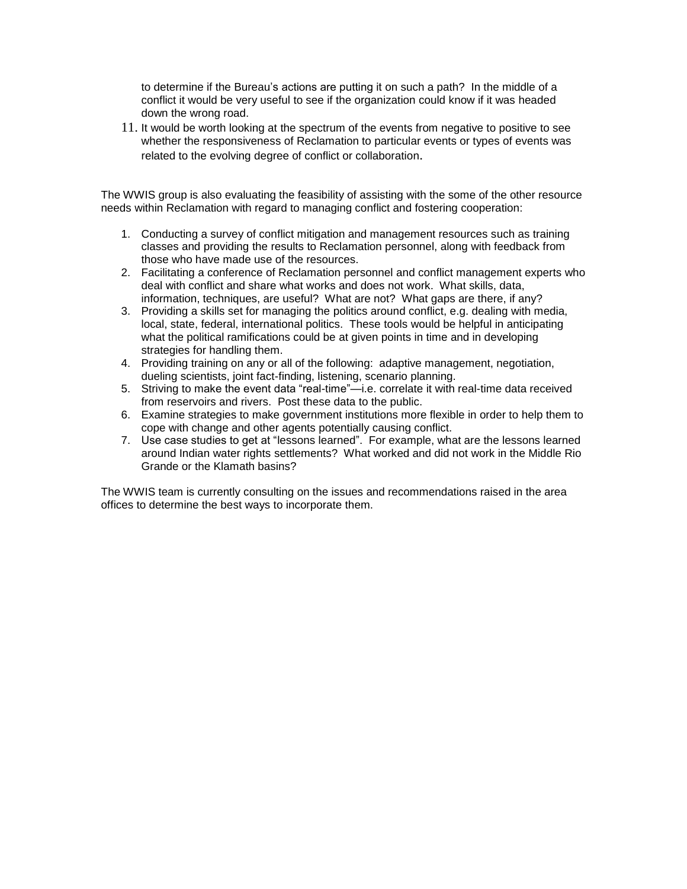to determine if the Bureau's actions are putting it on such a path? In the middle of a conflict it would be very useful to see if the organization could know if it was headed down the wrong road.

11. It would be worth looking at the spectrum of the events from negative to positive to see whether the responsiveness of Reclamation to particular events or types of events was related to the evolving degree of conflict or collaboration.

The WWIS group is also evaluating the feasibility of assisting with the some of the other resource needs within Reclamation with regard to managing conflict and fostering cooperation:

1. Conducting a survey of conflict mitigation and management resources such as training classes and providing the results to Reclamation personnel, along with feedback from those who have made use of the resources.
2. Facilitating a conference of Reclamation personnel and conflict management experts who deal with conflict and share what works and does not work. What skills, data, information, techniques, are useful? What are not? What gaps are there, if any?
3. Providing a skills set for managing the politics around conflict, e.g. dealing with media, local, state, federal, international politics. These tools would be helpful in anticipating what the political ramifications could be at given points in time and in developing strategies for handling them.
4. Providing training on any or all of the following: adaptive management, negotiation, dueling scientists, joint fact-finding, listening, scenario planning.
5. Striving to make the event data "real-time"—i.e. correlate it with real-time data received from reservoirs and rivers. Post these data to the public.
6. Examine strategies to make government institutions more flexible in order to help them to cope with change and other agents potentially causing conflict.
7. Use case studies to get at "lessons learned". For example, what are the lessons learned around Indian water rights settlements? What worked and did not work in the Middle Rio Grande or the Klamath basins?

The WWIS team is currently consulting on the issues and recommendations raised in the area offices to determine the best ways to incorporate them.